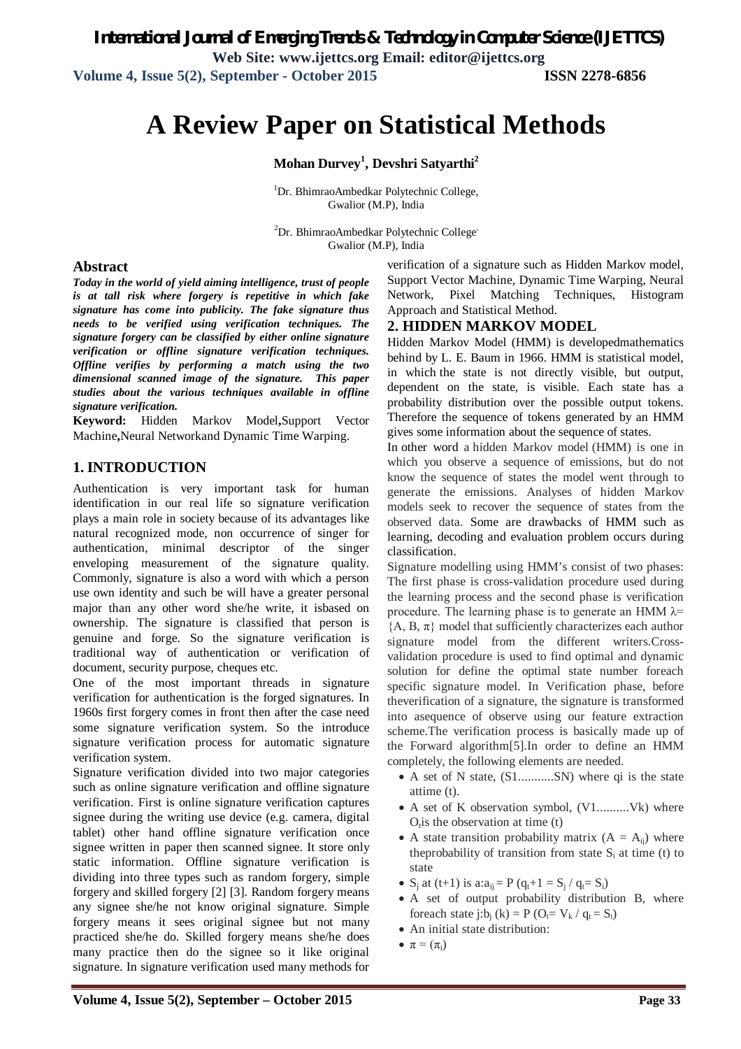# A Review Paper on Statistical Methods

**Mohan Durvey[1], Devshri Satyarthi[2]**

[1]Dr. BhimraoAmbedkar Polytechnic College, Gwalior (M.P), India

[2]Dr. BhimraoAmbedkar Polytechnic College, Gwalior (M.P), India

## Abstract

***Today in the world of yield aiming intelligence, trust of people is at tall risk where forgery is repetitive in which fake signature has come into publicity. The fake signature thus needs to be verified using verification techniques. The signature forgery can be classified by either online signature verification or offline signature verification techniques. Offline verifies by performing a match using the two dimensional scanned image of the signature. This paper studies about the various techniques available in offline signature verification.***

**Keyword:** Hidden Markov Model**,**Support Vector Machine**,**Neural Networkand Dynamic Time Warping.

## 1. INTRODUCTION

Authentication is very important task for human identification in our real life so signature verification plays a main role in society because of its advantages like natural recognized mode, non occurrence of singer for authentication, minimal descriptor of the singer enveloping measurement of the signature quality. Commonly, signature is also a word with which a person use own identity and such be will have a greater personal major than any other word she/he write, it isbased on ownership. The signature is classified that person is genuine and forge. So the signature verification is traditional way of authentication or verification of document, security purpose, cheques etc.

One of the most important threads in signature verification for authentication is the forged signatures. In 1960s first forgery comes in front then after the case need some signature verification system. So the introduce signature verification process for automatic signature verification system.

Signature verification divided into two major categories such as online signature verification and offline signature verification. First is online signature verification captures signee during the writing use device (e.g. camera, digital tablet) other hand offline signature verification once signee written in paper then scanned signee. It store only static information. Offline signature verification is dividing into three types such as random forgery, simple forgery and skilled forgery [2] [3]. Random forgery means any signee she/he not know original signature. Simple forgery means it sees original signee but not many practiced she/he do. Skilled forgery means she/he does many practice then do the signee so it like original signature. In signature verification used many methods for verification of a signature such as Hidden Markov model, Support Vector Machine, Dynamic Time Warping, Neural Network, Pixel Matching Techniques, Histogram Approach and Statistical Method.

## 2. HIDDEN MARKOV MODEL

Hidden Markov Model (HMM) is developedmathematics behind by L. E. Baum in 1966. HMM is statistical model, in which the state is not directly visible, but output, dependent on the state, is visible. Each state has a probability distribution over the possible output tokens. Therefore the sequence of tokens generated by an HMM gives some information about the sequence of states.

In other word a hidden Markov model (HMM) is one in which you observe a sequence of emissions, but do not know the sequence of states the model went through to generate the emissions. Analyses of hidden Markov models seek to recover the sequence of states from the observed data. Some are drawbacks of HMM such as learning, decoding and evaluation problem occurs during classification.

Signature modelling using HMM's consist of two phases: The first phase is cross-validation procedure used during the learning process and the second phase is verification procedure. The learning phase is to generate an HMM $\lambda = \{A, B, \pi\}$ model that sufficiently characterizes each author signature model from the different writers.Cross-validation procedure is used to find optimal and dynamic solution for define the optimal state number foreach specific signature model. In Verification phase, before theverification of a signature, the signature is transformed into asequence of observe using our feature extraction scheme.The verification process is basically made up of the Forward algorithm[5].In order to define an HMM completely, the following elements are needed.

- A set of N state, (S1...........SN) where qi is the state attime (t).
- A set of K observation symbol, (V1..........Vk) where $O_t$is the observation at time (t)
- A state transition probability matrix ($A = A_{ij}$) where theprobability of transition from state $S_i$ at time (t) to state
- $S_j$ at (t+1) is a:$a_{ij} = P(q_t+1 = S_j / q_t = S_i)$
- A set of output probability distribution B, where foreach state j:$b_j(k) = P(O_t = V_k / q_t = S_i)$
- An initial state distribution:
- $\pi = (\pi_i)$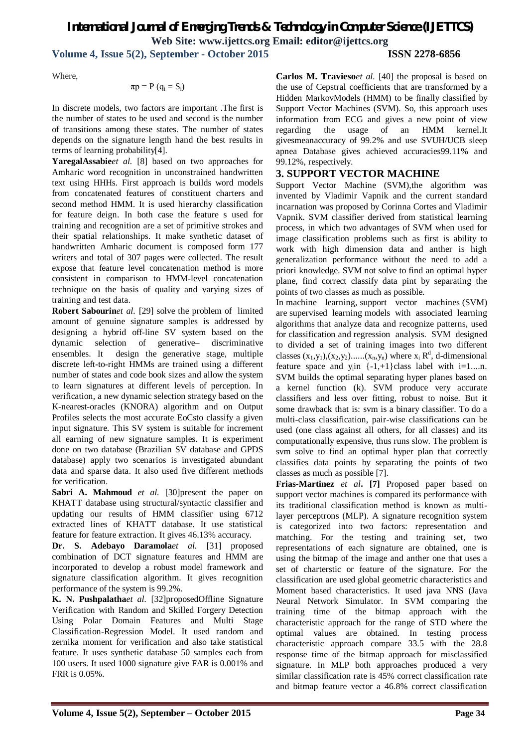Where,

$$\pi p = P\ (q_i = S_i)$$

In discrete models, two factors are important .The first is the number of states to be used and second is the number of transitions among these states. The number of states depends on the signature length hand the best results in terms of learning probability[4].

**YaregalAssabie***et al.* [8] based on two approaches for Amharic word recognition in unconstrained handwritten text using HHHs. First approach is builds word models from concatenated features of constituent charters and second method HMM. It is used hierarchy classification for feature deign. In both case the feature s used for training and recognition are a set of primitive strokes and their spatial relationships. It make synthetic dataset of handwritten Amharic document is composed form 177 writers and total of 307 pages were collected. The result expose that feature level concatenation method is more consistent in comparison to HMM-level concatenation technique on the basis of quality and varying sizes of training and test data.

**Robert Sabourin***et al.* [29] solve the problem of limited amount of genuine signature samples is addressed by designing a hybrid off-line SV system based on the dynamic selection of generative– discriminative ensembles. It design the generative stage, multiple discrete left-to-right HMMs are trained using a different number of states and code book sizes and allow the system to learn signatures at different levels of perception. In verification, a new dynamic selection strategy based on the K-nearest-oracles (KNORA) algorithm and on Output Profiles selects the most accurate EoCsto classify a given input signature. This SV system is suitable for increment all earning of new signature samples. It is experiment done on two database (Brazilian SV database and GPDS database) apply two scenarios is investigated abundant data and sparse data. It also used five different methods for verification.

**Sabri A. Mahmoud** *et al.* [30]present the paper on KHATT database using structural/syntactic classifier and updating our results of HMM classifier using 6712 extracted lines of KHATT database. It use statistical feature for feature extraction. It gives 46.13% accuracy.

**Dr. S. Adebayo Daramola***et al.* [31] proposed combination of DCT signature features and HMM are incorporated to develop a robust model framework and signature classification algorithm. It gives recognition performance of the system is 99.2%.

**K. N. Pushpalatha***et al.* [32]proposedOffline Signature Verification with Random and Skilled Forgery Detection Using Polar Domain Features and Multi Stage Classification-Regression Model. It used random and zernika moment for verification and also take statistical feature. It uses synthetic database 50 samples each from 100 users. It used 1000 signature give FAR is 0.001% and FRR is 0.05%.

**Carlos M. Travieso***et al.* [40] the proposal is based on the use of Cepstral coefficients that are transformed by a Hidden MarkovModels (HMM) to be finally classified by Support Vector Machines (SVM). So, this approach uses information from ECG and gives a new point of view regarding the usage of an HMM kernel.It givesmeanaccuracy of 99.2% and use SVUH/UCB sleep apnea Database gives achieved accuracies99.11% and 99.12%, respectively.

## 3. SUPPORT VECTOR MACHINE

Support Vector Machine (SVM),the algorithm was invented by Vladimir Vapnik and the current standard incarnation was proposed by Corinna Cortes and Vladimir Vapnik. SVM classifier derived from statistical learning process, in which two advantages of SVM when used for image classification problems such as first is ability to work with high dimension data and anther is high generalization performance without the need to add a priori knowledge. SVM not solve to find an optimal hyper plane, find correct classify data pint by separating the points of two classes as much as possible.

In machine learning, support vector machines (SVM) are supervised learning models with associated learning algorithms that analyze data and recognize patterns, used for classification and regression analysis. SVM designed to divided a set of training images into two different classes $(x_1,y_1),(x_2,y_2)......(x_n,y_n)$ where $x_i$ $R^d$, d-dimensional feature space and $y_i$in $\{-1,+1\}$class label with i=1....n. SVM builds the optimal separating hyper planes based on a kernel function (k). SVM produce very accurate classifiers and less over fitting, robust to noise. But it some drawback that is: svm is a binary classifier. To do a multi-class classification, pair-wise classifications can be used (one class against all others, for all classes) and its computationally expensive, thus runs slow. The problem is svm solve to find an optimal hyper plan that correctly classifies data points by separating the points of two classes as much as possible [7].

**Frias-Martinez** *et al***. [7]** Proposed paper based on support vector machines is compared its performance with its traditional classification method is known as multi-layer perceptrons (MLP). A signature recognition system is categorized into two factors: representation and matching. For the testing and training set, two representations of each signature are obtained, one is using the bitmap of the image and anther one that uses a set of charterstic or feature of the signature. For the classification are used global geometric characteristics and Moment based characteristics. It used java NNS (Java Neural Network Simulator. In SVM comparing the training time of the bitmap approach with the characteristic approach for the range of STD where the optimal values are obtained. In testing process characteristic approach compare 33.5 with the 28.8 response time of the bitmap approach for misclassified signature. In MLP both approaches produced a very similar classification rate is 45% correct classification rate and bitmap feature vector a 46.8% correct classification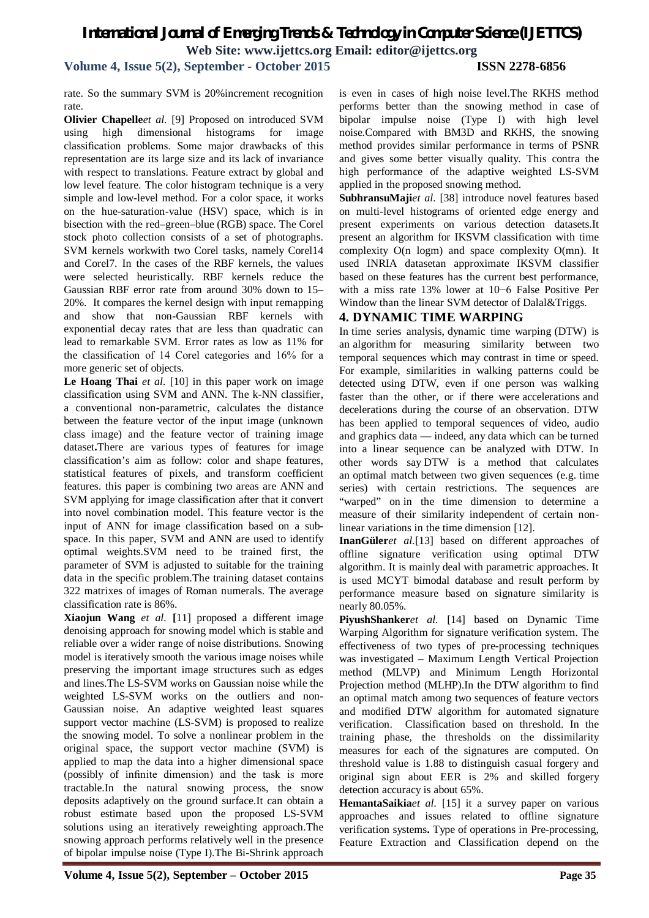rate. So the summary SVM is 20%increment recognition rate.

**Olivier Chapelle***et al.* [9] Proposed on introduced SVM using high dimensional histograms for image classification problems. Some major drawbacks of this representation are its large size and its lack of invariance with respect to translations. Feature extract by global and low level feature. The color histogram technique is a very simple and low-level method. For a color space, it works on the hue-saturation-value (HSV) space, which is in bisection with the red–green–blue (RGB) space. The Corel stock photo collection consists of a set of photographs. SVM kernels workwith two Corel tasks, namely Corel14 and Corel7. In the cases of the RBF kernels, the values were selected heuristically. RBF kernels reduce the Gaussian RBF error rate from around 30% down to 15–20%. It compares the kernel design with input remapping and show that non-Gaussian RBF kernels with exponential decay rates that are less than quadratic can lead to remarkable SVM. Error rates as low as 11% for the classification of 14 Corel categories and 16% for a more generic set of objects.

**Le Hoang Thai** *et al.* [10] in this paper work on image classification using SVM and ANN. The k-NN classifier, a conventional non-parametric, calculates the distance between the feature vector of the input image (unknown class image) and the feature vector of training image dataset**.**There are various types of features for image classification's aim as follow: color and shape features, statistical features of pixels, and transform coefficient features. this paper is combining two areas are ANN and SVM applying for image classification after that it convert into novel combination model. This feature vector is the input of ANN for image classification based on a sub-space. In this paper, SVM and ANN are used to identify optimal weights.SVM need to be trained first, the parameter of SVM is adjusted to suitable for the training data in the specific problem.The training dataset contains 322 matrixes of images of Roman numerals. The average classification rate is 86%.

**Xiaojun Wang** *et al.* **[**11] proposed a different image denoising approach for snowing model which is stable and reliable over a wider range of noise distributions. Snowing model is iteratively smooth the various image noises while preserving the important image structures such as edges and lines.The LS-SVM works on Gaussian noise while the weighted LS-SVM works on the outliers and non-Gaussian noise. An adaptive weighted least squares support vector machine (LS-SVM) is proposed to realize the snowing model. To solve a nonlinear problem in the original space, the support vector machine (SVM) is applied to map the data into a higher dimensional space (possibly of infinite dimension) and the task is more tractable.In the natural snowing process, the snow deposits adaptively on the ground surface.It can obtain a robust estimate based upon the proposed LS-SVM solutions using an iteratively reweighting approach.The snowing approach performs relatively well in the presence of bipolar impulse noise (Type I).The Bi-Shrink approach is even in cases of high noise level.The RKHS method performs better than the snowing method in case of bipolar impulse noise (Type I) with high level noise.Compared with BM3D and RKHS, the snowing method provides similar performance in terms of PSNR and gives some better visually quality. This contra the high performance of the adaptive weighted LS-SVM applied in the proposed snowing method.

**SubhransuMaji***et al.* [38] introduce novel features based on multi-level histograms of oriented edge energy and present experiments on various detection datasets.It present an algorithm for IKSVM classification with time complexity O(n logm) and space complexity O(mn). It used INRIA datasetan approximate IKSVM classifier based on these features has the current best performance, with a miss rate 13% lower at 10−6 False Positive Per Window than the linear SVM detector of Dalal&Triggs.

## 4. DYNAMIC TIME WARPING

In time series analysis, dynamic time warping (DTW) is an algorithm for measuring similarity between two temporal sequences which may contrast in time or speed. For example, similarities in walking patterns could be detected using DTW, even if one person was walking faster than the other, or if there were accelerations and decelerations during the course of an observation. DTW has been applied to temporal sequences of video, audio and graphics data — indeed, any data which can be turned into a linear sequence can be analyzed with DTW. In other words say DTW is a method that calculates an optimal match between two given sequences (e.g. time series) with certain restrictions. The sequences are "warped" on in the time dimension to determine a measure of their similarity independent of certain non-linear variations in the time dimension [12].

**InanGüler***et al.*[13] based on different approaches of offline signature verification using optimal DTW algorithm. It is mainly deal with parametric approaches. It is used MCYT bimodal database and result perform by performance measure based on signature similarity is nearly 80.05%.

**PiyushShanker***et al.* [14] based on Dynamic Time Warping Algorithm for signature verification system. The effectiveness of two types of pre-processing techniques was investigated – Maximum Length Vertical Projection method (MLVP) and Minimum Length Horizontal Projection method (MLHP).In the DTW algorithm to find an optimal match among two sequences of feature vectors and modified DTW algorithm for automated signature verification. Classification based on threshold. In the training phase, the thresholds on the dissimilarity measures for each of the signatures are computed. On threshold value is 1.88 to distinguish casual forgery and original sign about EER is 2% and skilled forgery detection accuracy is about 65%.

**HemantaSaikia***et al.* [15] it a survey paper on various approaches and issues related to offline signature verification systems**.** Type of operations in Pre-processing, Feature Extraction and Classification depend on the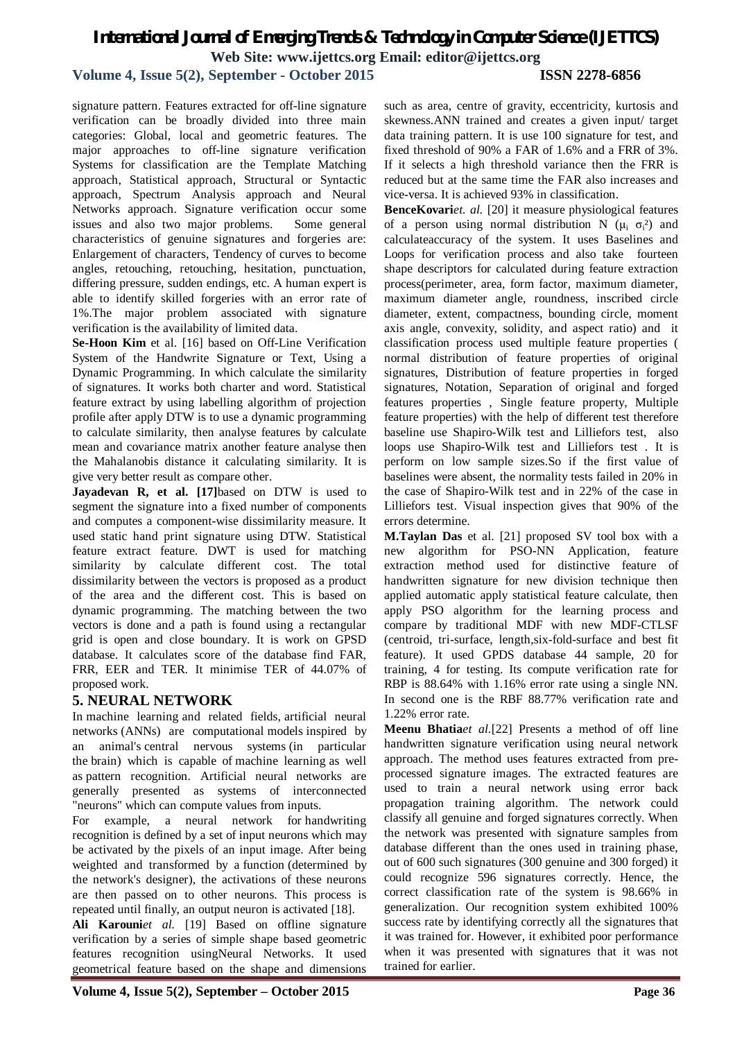signature pattern. Features extracted for off-line signature verification can be broadly divided into three main categories: Global, local and geometric features. The major approaches to off-line signature verification Systems for classification are the Template Matching approach, Statistical approach, Structural or Syntactic approach, Spectrum Analysis approach and Neural Networks approach. Signature verification occur some issues and also two major problems. Some general characteristics of genuine signatures and forgeries are: Enlargement of characters, Tendency of curves to become angles, retouching, retouching, hesitation, punctuation, differing pressure, sudden endings, etc. A human expert is able to identify skilled forgeries with an error rate of 1%.The major problem associated with signature verification is the availability of limited data.

**Se-Hoon Kim** et al. [16] based on Off-Line Verification System of the Handwrite Signature or Text, Using a Dynamic Programming. In which calculate the similarity of signatures. It works both charter and word. Statistical feature extract by using labelling algorithm of projection profile after apply DTW is to use a dynamic programming to calculate similarity, then analyse features by calculate mean and covariance matrix another feature analyse then the Mahalanobis distance it calculating similarity. It is give very better result as compare other.

**Jayadevan R, et al. [17]**based on DTW is used to segment the signature into a fixed number of components and computes a component-wise dissimilarity measure. It used static hand print signature using DTW. Statistical feature extract feature. DWT is used for matching similarity by calculate different cost. The total dissimilarity between the vectors is proposed as a product of the area and the different cost. This is based on dynamic programming. The matching between the two vectors is done and a path is found using a rectangular grid is open and close boundary. It is work on GPSD database. It calculates score of the database find FAR, FRR, EER and TER. It minimise TER of 44.07% of proposed work.

## 5. NEURAL NETWORK

In machine learning and related fields, artificial neural networks (ANNs) are computational models inspired by an animal's central nervous systems (in particular the brain) which is capable of machine learning as well as pattern recognition. Artificial neural networks are generally presented as systems of interconnected "neurons" which can compute values from inputs.

For example, a neural network for handwriting recognition is defined by a set of input neurons which may be activated by the pixels of an input image. After being weighted and transformed by a function (determined by the network's designer), the activations of these neurons are then passed on to other neurons. This process is repeated until finally, an output neuron is activated [18].

**Ali Karouni***et al.* [19] Based on offline signature verification by a series of simple shape based geometric features recognition usingNeural Networks. It used geometrical feature based on the shape and dimensions such as area, centre of gravity, eccentricity, kurtosis and skewness.ANN trained and creates a given input/ target data training pattern. It is use 100 signature for test, and fixed threshold of 90% a FAR of 1.6% and a FRR of 3%. If it selects a high threshold variance then the FRR is reduced but at the same time the FAR also increases and vice-versa. It is achieved 93% in classification.

**BenceKovari***et. al.* [20] it measure physiological features of a person using normal distribution N ($\mu_i$ $\sigma_i^2$) and calculateaccuracy of the system. It uses Baselines and Loops for verification process and also take fourteen shape descriptors for calculated during feature extraction process(perimeter, area, form factor, maximum diameter, maximum diameter angle, roundness, inscribed circle diameter, extent, compactness, bounding circle, moment axis angle, convexity, solidity, and aspect ratio) and it classification process used multiple feature properties ( normal distribution of feature properties of original signatures, Distribution of feature properties in forged signatures, Notation, Separation of original and forged features properties , Single feature property, Multiple feature properties) with the help of different test therefore baseline use Shapiro-Wilk test and Lilliefors test, also loops use Shapiro-Wilk test and Lilliefors test . It is perform on low sample sizes.So if the first value of baselines were absent, the normality tests failed in 20% in the case of Shapiro-Wilk test and in 22% of the case in Lilliefors test. Visual inspection gives that 90% of the errors determine.

**M.Taylan Das** et al. [21] proposed SV tool box with a new algorithm for PSO-NN Application, feature extraction method used for distinctive feature of handwritten signature for new division technique then applied automatic apply statistical feature calculate, then apply PSO algorithm for the learning process and compare by traditional MDF with new MDF-CTLSF (centroid, tri-surface, length,six-fold-surface and best fit feature). It used GPDS database 44 sample, 20 for training, 4 for testing. Its compute verification rate for RBP is 88.64% with 1.16% error rate using a single NN. In second one is the RBF 88.77% verification rate and 1.22% error rate.

**Meenu Bhatia***et al.*[22] Presents a method of off line handwritten signature verification using neural network approach. The method uses features extracted from pre-processed signature images. The extracted features are used to train a neural network using error back propagation training algorithm. The network could classify all genuine and forged signatures correctly. When the network was presented with signature samples from database different than the ones used in training phase, out of 600 such signatures (300 genuine and 300 forged) it could recognize 596 signatures correctly. Hence, the correct classification rate of the system is 98.66% in generalization. Our recognition system exhibited 100% success rate by identifying correctly all the signatures that it was trained for. However, it exhibited poor performance when it was presented with signatures that it was not trained for earlier.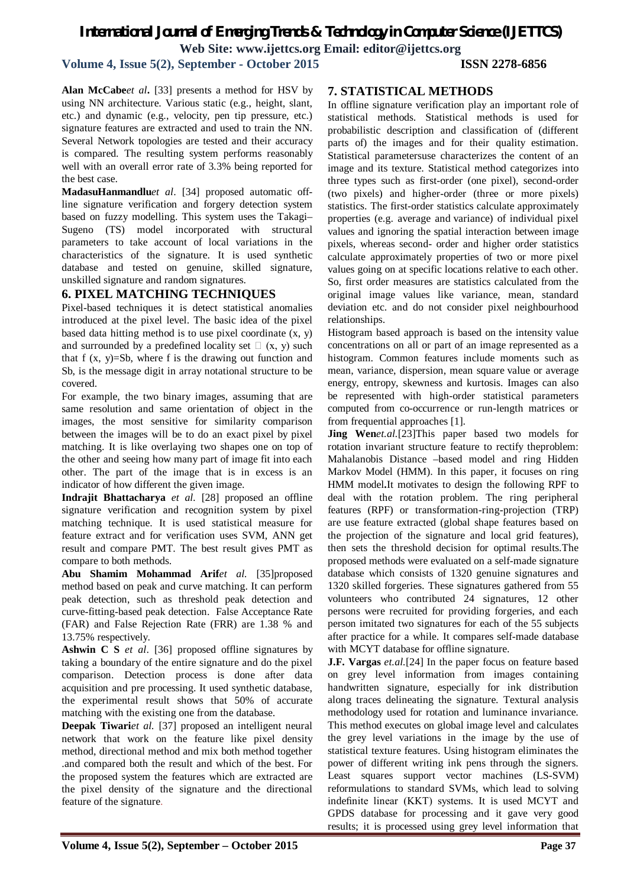**Alan McCabe** *et al***.** [33] presents a method for HSV by using NN architecture. Various static (e.g., height, slant, etc.) and dynamic (e.g., velocity, pen tip pressure, etc.) signature features are extracted and used to train the NN. Several Network topologies are tested and their accuracy is compared. The resulting system performs reasonably well with an overall error rate of 3.3% being reported for the best case.

**MadasuHanmandlu** *et al*. [34] proposed automatic off-line signature verification and forgery detection system based on fuzzy modelling. This system uses the Takagi–Sugeno (TS) model incorporated with structural parameters to take account of local variations in the characteristics of the signature. It is used synthetic database and tested on genuine, skilled signature, unskilled signature and random signatures.

## 6. PIXEL MATCHING TECHNIQUES

Pixel-based techniques it is detect statistical anomalies introduced at the pixel level. The basic idea of the pixel based data hitting method is to use pixel coordinate (x, y) and surrounded by a predefined locality set  (x, y) such that f (x, y)=Sb, where f is the drawing out function and Sb, is the message digit in array notational structure to be covered.

For example, the two binary images, assuming that are same resolution and same orientation of object in the images, the most sensitive for similarity comparison between the images will be to do an exact pixel by pixel matching. It is like overlaying two shapes one on top of the other and seeing how many part of image fit into each other. The part of the image that is in excess is an indicator of how different the given image.

**Indrajit Bhattacharya** *et al.* [28] proposed an offline signature verification and recognition system by pixel matching technique. It is used statistical measure for feature extract and for verification uses SVM, ANN get result and compare PMT. The best result gives PMT as compare to both methods.

**Abu Shamim Mohammad Arif** *et al.* [35]proposed method based on peak and curve matching. It can perform peak detection, such as threshold peak detection and curve-fitting-based peak detection. False Acceptance Rate (FAR) and False Rejection Rate (FRR) are 1.38 % and 13.75% respectively.

**Ashwin C S** *et al*. [36] proposed offline signatures by taking a boundary of the entire signature and do the pixel comparison. Detection process is done after data acquisition and pre processing. It used synthetic database, the experimental result shows that 50% of accurate matching with the existing one from the database.

**Deepak Tiwari** *et al.* [37] proposed an intelligent neural network that work on the feature like pixel density method, directional method and mix both method together .and compared both the result and which of the best. For the proposed system the features which are extracted are the pixel density of the signature and the directional feature of the signature.

## 7. STATISTICAL METHODS

In offline signature verification play an important role of statistical methods. Statistical methods is used for probabilistic description and classification of (different parts of) the images and for their quality estimation. Statistical parametersuse characterizes the content of an image and its texture. Statistical method categorizes into three types such as first-order (one pixel), second-order (two pixels) and higher-order (three or more pixels) statistics. The first-order statistics calculate approximately properties (e.g. average and variance) of individual pixel values and ignoring the spatial interaction between image pixels, whereas second- order and higher order statistics calculate approximately properties of two or more pixel values going on at specific locations relative to each other. So, first order measures are statistics calculated from the original image values like variance, mean, standard deviation etc. and do not consider pixel neighbourhood relationships.

Histogram based approach is based on the intensity value concentrations on all or part of an image represented as a histogram. Common features include moments such as mean, variance, dispersion, mean square value or average energy, entropy, skewness and kurtosis. Images can also be represented with high-order statistical parameters computed from co-occurrence or run-length matrices or from frequential approaches [1].

**Jing Wen** *et.al.*[23]This paper based two models for rotation invariant structure feature to rectify theproblem: Mahalanobis Distance –based model and ring Hidden Markov Model (HMM). In this paper, it focuses on ring HMM model**.**It motivates to design the following RPF to deal with the rotation problem. The ring peripheral features (RPF) or transformation-ring-projection (TRP) are use feature extracted (global shape features based on the projection of the signature and local grid features), then sets the threshold decision for optimal results.The proposed methods were evaluated on a self-made signature database which consists of 1320 genuine signatures and 1320 skilled forgeries. These signatures gathered from 55 volunteers who contributed 24 signatures, 12 other persons were recruited for providing forgeries, and each person imitated two signatures for each of the 55 subjects after practice for a while. It compares self-made database with MCYT database for offline signature.

**J.F. Vargas** *et.al.*[24] In the paper focus on feature based on grey level information from images containing handwritten signature, especially for ink distribution along traces delineating the signature. Textural analysis methodology used for rotation and luminance invariance. This method executes on global image level and calculates the grey level variations in the image by the use of statistical texture features. Using histogram eliminates the power of different writing ink pens through the signers. Least squares support vector machines (LS-SVM) reformulations to standard SVMs, which lead to solving indefinite linear (KKT) systems. It is used MCYT and GPDS database for processing and it gave very good results; it is processed using grey level information that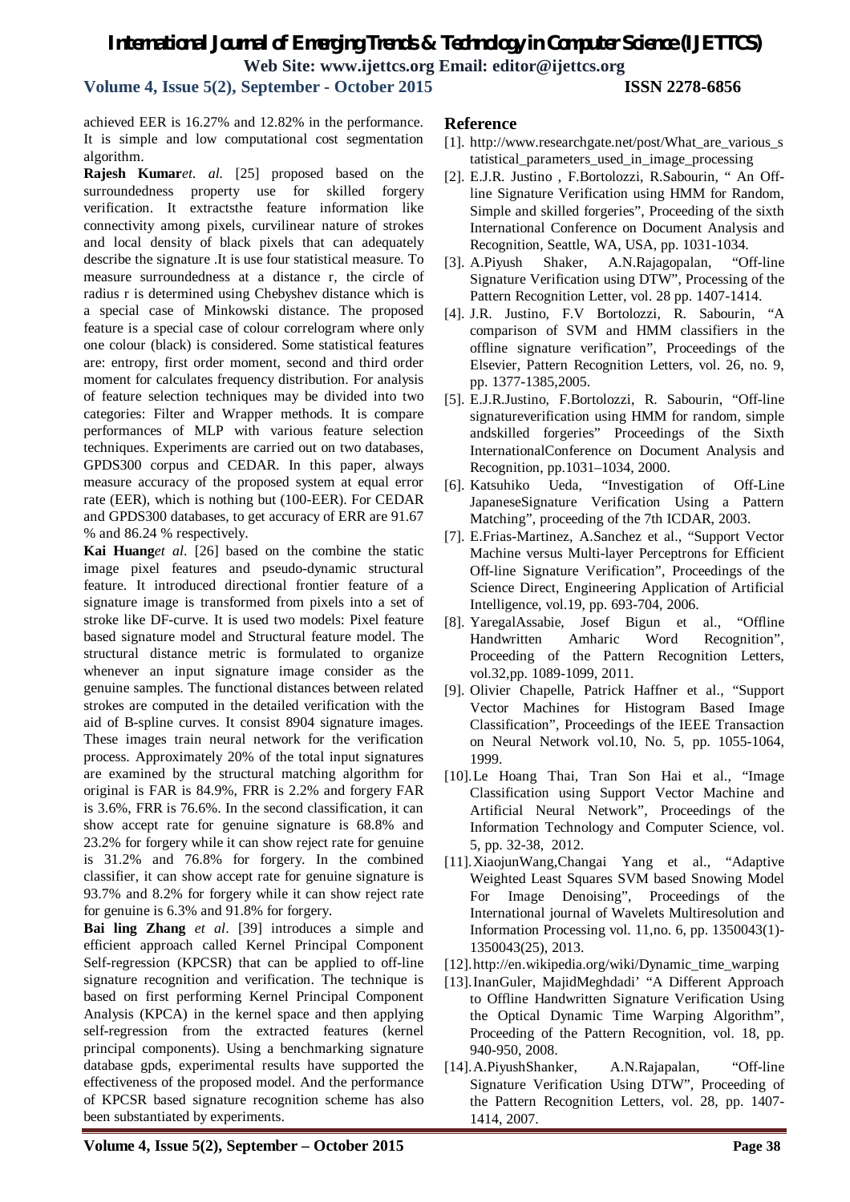achieved EER is 16.27% and 12.82% in the performance. It is simple and low computational cost segmentation algorithm.

**Rajesh Kumar***et. al.* [25] proposed based on the surroundedness property use for skilled forgery verification. It extractsthe feature information like connectivity among pixels, curvilinear nature of strokes and local density of black pixels that can adequately describe the signature .It is use four statistical measure. To measure surroundedness at a distance r, the circle of radius r is determined using Chebyshev distance which is a special case of Minkowski distance. The proposed feature is a special case of colour correlogram where only one colour (black) is considered. Some statistical features are: entropy, first order moment, second and third order moment for calculates frequency distribution. For analysis of feature selection techniques may be divided into two categories: Filter and Wrapper methods. It is compare performances of MLP with various feature selection techniques. Experiments are carried out on two databases, GPDS300 corpus and CEDAR. In this paper, always measure accuracy of the proposed system at equal error rate (EER), which is nothing but (100-EER). For CEDAR and GPDS300 databases, to get accuracy of ERR are 91.67 % and 86.24 % respectively.

**Kai Huang***et al*. [26] based on the combine the static image pixel features and pseudo-dynamic structural feature. It introduced directional frontier feature of a signature image is transformed from pixels into a set of stroke like DF-curve. It is used two models: Pixel feature based signature model and Structural feature model. The structural distance metric is formulated to organize whenever an input signature image consider as the genuine samples. The functional distances between related strokes are computed in the detailed verification with the aid of B-spline curves. It consist 8904 signature images. These images train neural network for the verification process. Approximately 20% of the total input signatures are examined by the structural matching algorithm for original is FAR is 84.9%, FRR is 2.2% and forgery FAR is 3.6%, FRR is 76.6%. In the second classification, it can show accept rate for genuine signature is 68.8% and 23.2% for forgery while it can show reject rate for genuine is 31.2% and 76.8% for forgery. In the combined classifier, it can show accept rate for genuine signature is 93.7% and 8.2% for forgery while it can show reject rate for genuine is 6.3% and 91.8% for forgery.

**Bai ling Zhang** *et al*. [39] introduces a simple and efficient approach called Kernel Principal Component Self-regression (KPCSR) that can be applied to off-line signature recognition and verification. The technique is based on first performing Kernel Principal Component Analysis (KPCA) in the kernel space and then applying self-regression from the extracted features (kernel principal components). Using a benchmarking signature database gpds, experimental results have supported the effectiveness of the proposed model. And the performance of KPCSR based signature recognition scheme has also been substantiated by experiments.

## Reference

[1]. http://www.researchgate.net/post/What_are_various_statistical_parameters_used_in_image_processing

[2]. E.J.R. Justino , F.Bortolozzi, R.Sabourin, " An Off-line Signature Verification using HMM for Random, Simple and skilled forgeries", Proceeding of the sixth International Conference on Document Analysis and Recognition, Seattle, WA, USA, pp. 1031-1034.

[3]. A.Piyush Shaker, A.N.Rajagopalan, "Off-line Signature Verification using DTW", Processing of the Pattern Recognition Letter, vol. 28 pp. 1407-1414.

[4]. J.R. Justino, F.V Bortolozzi, R. Sabourin, "A comparison of SVM and HMM classifiers in the offline signature verification", Proceedings of the Elsevier, Pattern Recognition Letters, vol. 26, no. 9, pp. 1377-1385,2005.

[5]. E.J.R.Justino, F.Bortolozzi, R. Sabourin, "Off-line signatureverification using HMM for random, simple andskilled forgeries" Proceedings of the Sixth InternationalConference on Document Analysis and Recognition, pp.1031–1034, 2000.

[6]. Katsuhiko Ueda, "Investigation of Off-Line JapaneseSignature Verification Using a Pattern Matching", proceeding of the 7th ICDAR, 2003.

[7]. E.Frias-Martinez, A.Sanchez et al., "Support Vector Machine versus Multi-layer Perceptrons for Efficient Off-line Signature Verification", Proceedings of the Science Direct, Engineering Application of Artificial Intelligence, vol.19, pp. 693-704, 2006.

[8]. YaregalAssabie, Josef Bigun et al., "Offline Handwritten Amharic Word Recognition", Proceeding of the Pattern Recognition Letters, vol.32,pp. 1089-1099, 2011.

[9]. Olivier Chapelle, Patrick Haffner et al., "Support Vector Machines for Histogram Based Image Classification", Proceedings of the IEEE Transaction on Neural Network vol.10, No. 5, pp. 1055-1064, 1999.

[10]. Le Hoang Thai, Tran Son Hai et al., "Image Classification using Support Vector Machine and Artificial Neural Network", Proceedings of the Information Technology and Computer Science, vol. 5, pp. 32-38, 2012.

[11]. XiaojunWang,Changai Yang et al., "Adaptive Weighted Least Squares SVM based Snowing Model For Image Denoising", Proceedings of the International journal of Wavelets Multiresolution and Information Processing vol. 11,no. 6, pp. 1350043(1)-1350043(25), 2013.

[12]. http://en.wikipedia.org/wiki/Dynamic_time_warping

[13]. InanGuler, MajidMeghdadi' "A Different Approach to Offline Handwritten Signature Verification Using the Optical Dynamic Time Warping Algorithm", Proceeding of the Pattern Recognition, vol. 18, pp. 940-950, 2008.

[14]. A.PiyushShanker, A.N.Rajapalan, "Off-line Signature Verification Using DTW", Proceeding of the Pattern Recognition Letters, vol. 28, pp. 1407-1414, 2007.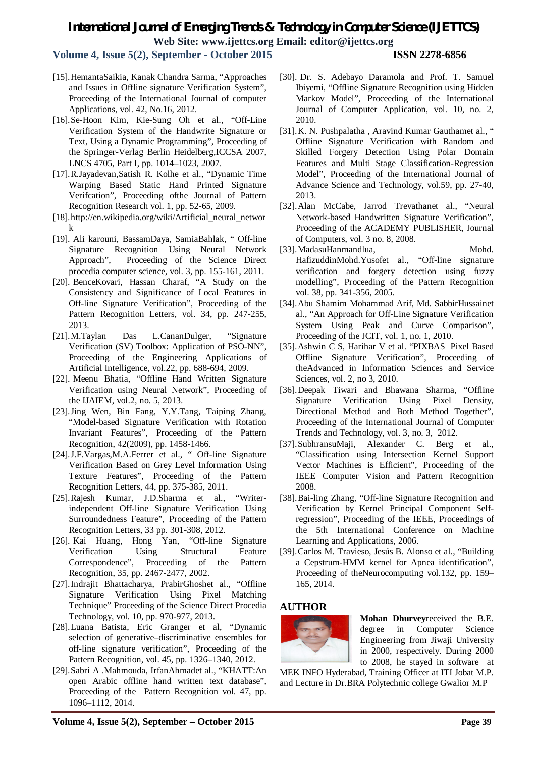[15]. HemantaSaikia, Kanak Chandra Sarma, "Approaches and Issues in Offline signature Verification System", Proceeding of the International Journal of computer Applications, vol. 42, No.16, 2012.

[16]. Se-Hoon Kim, Kie-Sung Oh et al., "Off-Line Verification System of the Handwrite Signature or Text, Using a Dynamic Programming", Proceeding of the Springer-Verlag Berlin Heidelberg,ICCSA 2007, LNCS 4705, Part I, pp. 1014–1023, 2007.

[17]. R.Jayadevan,Satish R. Kolhe et al., "Dynamic Time Warping Based Static Hand Printed Signature Verifcation", Proceeding ofthe Journal of Pattern Recognition Research vol. 1, pp. 52-65, 2009.

[18]. http://en.wikipedia.org/wiki/Artificial_neural_network

[19]. Ali karouni, BassamDaya, SamiaBahlak, " Off-line Signature Recognition Using Neural Network Approach", Proceeding of the Science Direct procedia computer science, vol. 3, pp. 155-161, 2011.

[20]. BenceKovari, Hassan Charaf, "A Study on the Consistency and Significance of Local Features in Off-line Signature Verification", Proceeding of the Pattern Recognition Letters, vol. 34, pp. 247-255, 2013.

[21]. M.Taylan Das L.CananDulger, "Signature Verification (SV) Toolbox: Application of PSO-NN", Proceeding of the Engineering Applications of Artificial Intelligence, vol.22, pp. 688-694, 2009.

[22]. Meenu Bhatia, "Offline Hand Written Signature Verification using Neural Network", Proceeding of the IJAIEM, vol.2, no. 5, 2013.

[23]. Jing Wen, Bin Fang, Y.Y.Tang, Taiping Zhang, "Model-based Signature Verification with Rotation Invariant Features", Proceeding of the Pattern Recognition, 42(2009), pp. 1458-1466.

[24]. J.F.Vargas,M.A.Ferrer et al., " Off-line Signature Verification Based on Grey Level Information Using Texture Features", Proceeding of the Pattern Recognition Letters, 44, pp. 375-385, 2011.

[25]. Rajesh Kumar, J.D.Sharma et al., "Writer-independent Off-line Signature Verification Using Surroundedness Feature", Proceeding of the Pattern Recognition Letters, 33 pp. 301-308, 2012.

[26]. Kai Huang, Hong Yan, "Off-line Signature Verification Using Structural Feature Correspondence", Proceeding of the Pattern Recognition, 35, pp. 2467-2477, 2002.

[27]. Indrajit Bhattacharya, PrabirGhoshet al., "Offline Signature Verification Using Pixel Matching Technique" Proceeding of the Science Direct Procedia Technology, vol. 10, pp. 970-977, 2013.

[28]. Luana Batista, Eric Granger et al, "Dynamic selection of generative–discriminative ensembles for off-line signature verification", Proceeding of the Pattern Recognition, vol. 45, pp. 1326–1340, 2012.

[29]. Sabri A .Mahmouda, IrfanAhmadet al., "KHATT:An open Arabic offline hand written text database", Proceeding of the Pattern Recognition vol. 47, pp. 1096–1112, 2014.

[30]. Dr. S. Adebayo Daramola and Prof. T. Samuel Ibiyemi, "Offline Signature Recognition using Hidden Markov Model", Proceeding of the International Journal of Computer Application, vol. 10, no. 2, 2010.

[31]. K. N. Pushpalatha , Aravind Kumar Gauthamet al., " Offline Signature Verification with Random and Skilled Forgery Detection Using Polar Domain Features and Multi Stage Classification-Regression Model", Proceeding of the International Journal of Advance Science and Technology, vol.59, pp. 27-40, 2013.

[32]. Alan McCabe, Jarrod Trevathanet al., "Neural Network-based Handwritten Signature Verification", Proceeding of the ACADEMY PUBLISHER, Journal of Computers, vol. 3 no. 8, 2008.

[33]. MadasuHanmandlua, Mohd. HafizuddinMohd.Yusofet al., "Off-line signature verification and forgery detection using fuzzy modelling", Proceeding of the Pattern Recognition vol. 38, pp. 341-356, 2005.

[34]. Abu Shamim Mohammad Arif, Md. SabbirHussainet al., "An Approach for Off-Line Signature Verification System Using Peak and Curve Comparison", Proceeding of the JCIT, vol. 1, no. 1, 2010.

[35]. Ashwin C S, Harihar V et al. "PIXBAS Pixel Based Offline Signature Verification", Proceeding of theAdvanced in Information Sciences and Service Sciences, vol. 2, no 3, 2010.

[36]. Deepak Tiwari and Bhawana Sharma, "Offline Signature Verification Using Pixel Density, Directional Method and Both Method Together", Proceeding of the International Journal of Computer Trends and Technology, vol. 3, no. 3, 2012.

[37]. SubhransuMaji, Alexander C. Berg et al., "Classification using Intersection Kernel Support Vector Machines is Efficient", Proceeding of the IEEE Computer Vision and Pattern Recognition 2008.

[38]. Bai-ling Zhang, "Off-line Signature Recognition and Verification by Kernel Principal Component Self-regression", Proceeding of the IEEE, Proceedings of the 5th International Conference on Machine Learning and Applications, 2006.

[39]. Carlos M. Travieso, Jesús B. Alonso et al., "Building a Cepstrum-HMM kernel for Apnea identification", Proceeding of theNeurocomputing vol.132, pp. 159–165, 2014.

## AUTHOR

**Mohan Dhurvey**received the B.E. degree in Computer Science Engineering from Jiwaji University in 2000, respectively. During 2000 to 2008, he stayed in software at MEK INFO Hyderabad, Training Officer at ITI Jobat M.P. and Lecture in Dr.BRA Polytechnic college Gwalior M.P